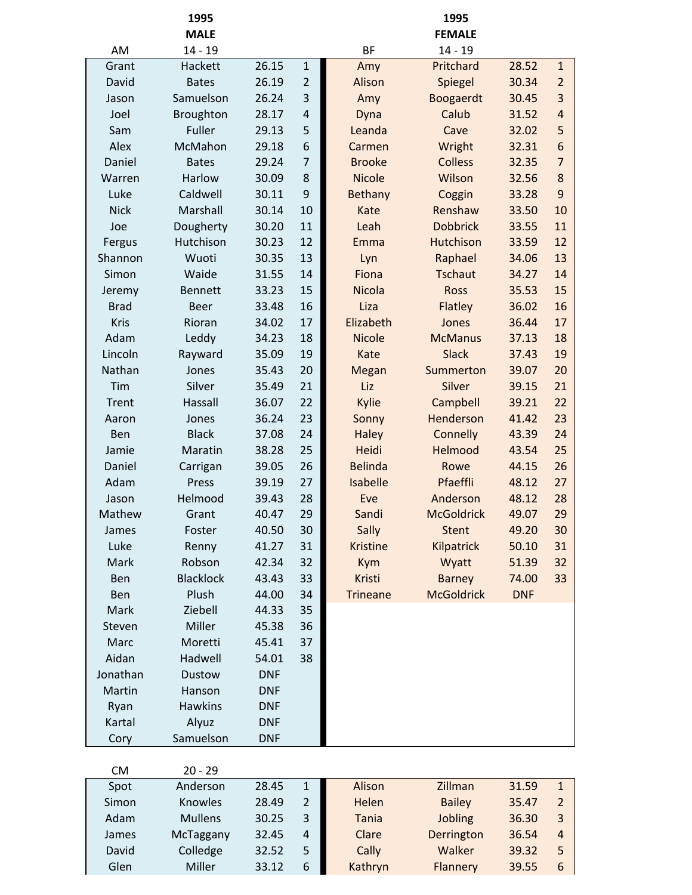| AM | 1995 MALE 14 - 19 | | | BF | 1995 FEMALE 14 - 19 | | |
|---|---|---|---|---|---|---|---|
| Grant | Hackett | 26.15 | 1 | Amy | Pritchard | 28.52 | 1 |
| David | Bates | 26.19 | 2 | Alison | Spiegel | 30.34 | 2 |
| Jason | Samuelson | 26.24 | 3 | Amy | Boogaerdt | 30.45 | 3 |
| Joel | Broughton | 28.17 | 4 | Dyna | Calub | 31.52 | 4 |
| Sam | Fuller | 29.13 | 5 | Leanda | Cave | 32.02 | 5 |
| Alex | McMahon | 29.18 | 6 | Carmen | Wright | 32.31 | 6 |
| Daniel | Bates | 29.24 | 7 | Brooke | Colless | 32.35 | 7 |
| Warren | Harlow | 30.09 | 8 | Nicole | Wilson | 32.56 | 8 |
| Luke | Caldwell | 30.11 | 9 | Bethany | Coggin | 33.28 | 9 |
| Nick | Marshall | 30.14 | 10 | Kate | Renshaw | 33.50 | 10 |
| Joe | Dougherty | 30.20 | 11 | Leah | Dobbrick | 33.55 | 11 |
| Fergus | Hutchison | 30.23 | 12 | Emma | Hutchison | 33.59 | 12 |
| Shannon | Wuoti | 30.35 | 13 | Lyn | Raphael | 34.06 | 13 |
| Simon | Waide | 31.55 | 14 | Fiona | Tschaut | 34.27 | 14 |
| Jeremy | Bennett | 33.23 | 15 | Nicola | Ross | 35.53 | 15 |
| Brad | Beer | 33.48 | 16 | Liza | Flatley | 36.02 | 16 |
| Kris | Rioran | 34.02 | 17 | Elizabeth | Jones | 36.44 | 17 |
| Adam | Leddy | 34.23 | 18 | Nicole | McManus | 37.13 | 18 |
| Lincoln | Rayward | 35.09 | 19 | Kate | Slack | 37.43 | 19 |
| Nathan | Jones | 35.43 | 20 | Megan | Summerton | 39.07 | 20 |
| Tim | Silver | 35.49 | 21 | Liz | Silver | 39.15 | 21 |
| Trent | Hassall | 36.07 | 22 | Kylie | Campbell | 39.21 | 22 |
| Aaron | Jones | 36.24 | 23 | Sonny | Henderson | 41.42 | 23 |
| Ben | Black | 37.08 | 24 | Haley | Connelly | 43.39 | 24 |
| Jamie | Maratin | 38.28 | 25 | Heidi | Helmood | 43.54 | 25 |
| Daniel | Carrigan | 39.05 | 26 | Belinda | Rowe | 44.15 | 26 |
| Adam | Press | 39.19 | 27 | Isabelle | Pfaeffli | 48.12 | 27 |
| Jason | Helmood | 39.43 | 28 | Eve | Anderson | 48.12 | 28 |
| Mathew | Grant | 40.47 | 29 | Sandi | McGoldrick | 49.07 | 29 |
| James | Foster | 40.50 | 30 | Sally | Stent | 49.20 | 30 |
| Luke | Renny | 41.27 | 31 | Kristine | Kilpatrick | 50.10 | 31 |
| Mark | Robson | 42.34 | 32 | Kym | Wyatt | 51.39 | 32 |
| Ben | Blacklock | 43.43 | 33 | Kristi | Barney | 74.00 | 33 |
| Ben | Plush | 44.00 | 34 | Trineane | McGoldrick | DNF | |
| Mark | Ziebell | 44.33 | 35 | | | | |
| Steven | Miller | 45.38 | 36 | | | | |
| Marc | Moretti | 45.41 | 37 | | | | |
| Aidan | Hadwell | 54.01 | 38 | | | | |
| Jonathan | Dustow | DNF | | | | | |
| Martin | Hanson | DNF | | | | | |
| Ryan | Hawkins | DNF | | | | | |
| Kartal | Alyuz | DNF | | | | | |
| Cory | Samuelson | DNF | | | | | |

| CM | 20 - 29 | | | | | | |
|---|---|---|---|---|---|---|---|
| Spot | Anderson | 28.45 | 1 | Alison | Zillman | 31.59 | 1 |
| Simon | Knowles | 28.49 | 2 | Helen | Bailey | 35.47 | 2 |
| Adam | Mullens | 30.25 | 3 | Tania | Jobling | 36.30 | 3 |
| James | McTaggany | 32.45 | 4 | Clare | Derrington | 36.54 | 4 |
| David | Colledge | 32.52 | 5 | Cally | Walker | 39.32 | 5 |
| Glen | Miller | 33.12 | 6 | Kathryn | Flannery | 39.55 | 6 |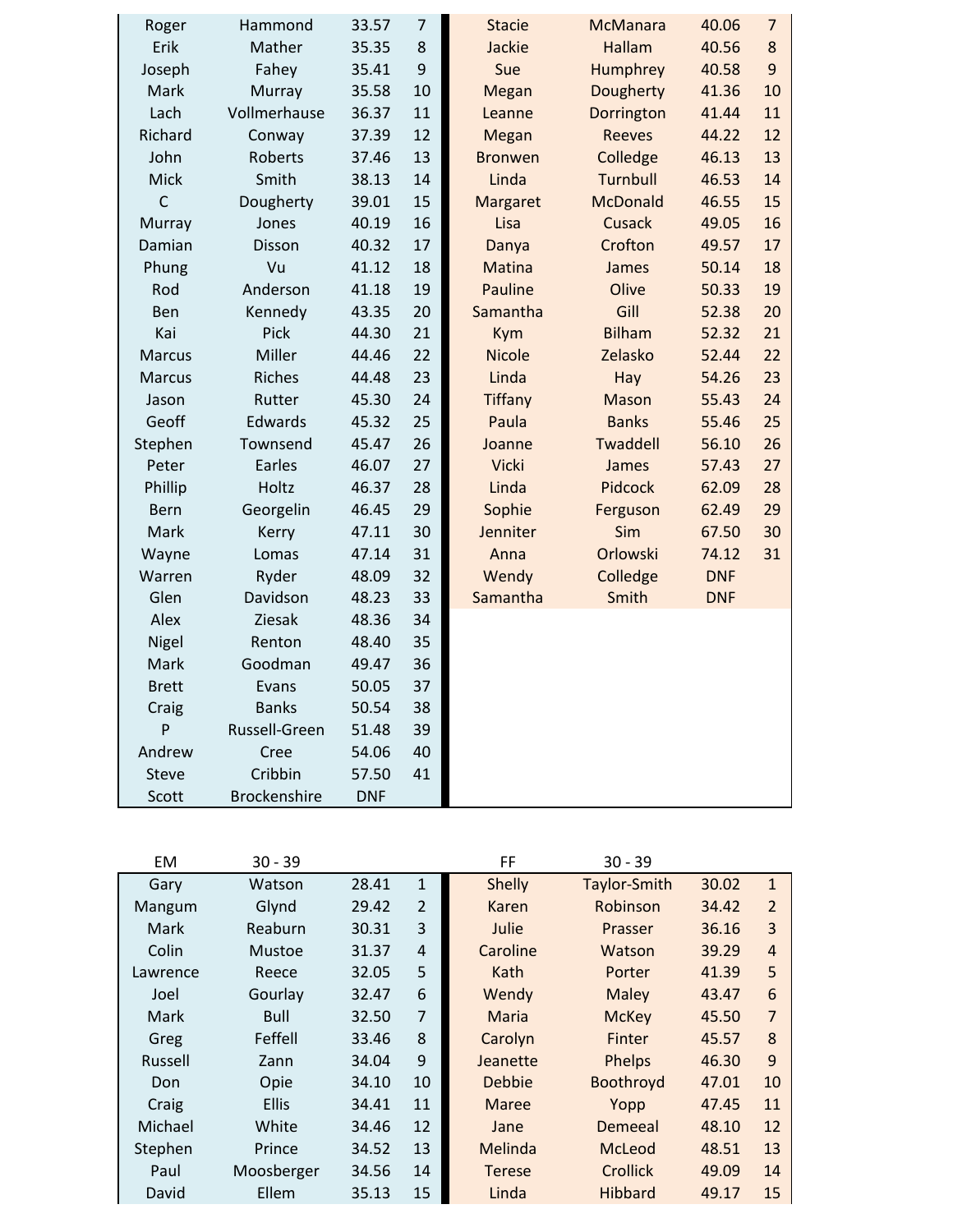| | | | | | | | |
|---|---|---|---|---|---|---|---|
| Roger | Hammond | 33.57 | 7 | Stacie | McManara | 40.06 | 7 |
| Erik | Mather | 35.35 | 8 | Jackie | Hallam | 40.56 | 8 |
| Joseph | Fahey | 35.41 | 9 | Sue | Humphrey | 40.58 | 9 |
| Mark | Murray | 35.58 | 10 | Megan | Dougherty | 41.36 | 10 |
| Lach | Vollmerhause | 36.37 | 11 | Leanne | Dorrington | 41.44 | 11 |
| Richard | Conway | 37.39 | 12 | Megan | Reeves | 44.22 | 12 |
| John | Roberts | 37.46 | 13 | Bronwen | Colledge | 46.13 | 13 |
| Mick | Smith | 38.13 | 14 | Linda | Turnbull | 46.53 | 14 |
| C | Dougherty | 39.01 | 15 | Margaret | McDonald | 46.55 | 15 |
| Murray | Jones | 40.19 | 16 | Lisa | Cusack | 49.05 | 16 |
| Damian | Disson | 40.32 | 17 | Danya | Crofton | 49.57 | 17 |
| Phung | Vu | 41.12 | 18 | Matina | James | 50.14 | 18 |
| Rod | Anderson | 41.18 | 19 | Pauline | Olive | 50.33 | 19 |
| Ben | Kennedy | 43.35 | 20 | Samantha | Gill | 52.38 | 20 |
| Kai | Pick | 44.30 | 21 | Kym | Bilham | 52.32 | 21 |
| Marcus | Miller | 44.46 | 22 | Nicole | Zelasko | 52.44 | 22 |
| Marcus | Riches | 44.48 | 23 | Linda | Hay | 54.26 | 23 |
| Jason | Rutter | 45.30 | 24 | Tiffany | Mason | 55.43 | 24 |
| Geoff | Edwards | 45.32 | 25 | Paula | Banks | 55.46 | 25 |
| Stephen | Townsend | 45.47 | 26 | Joanne | Twaddell | 56.10 | 26 |
| Peter | Earles | 46.07 | 27 | Vicki | James | 57.43 | 27 |
| Phillip | Holtz | 46.37 | 28 | Linda | Pidcock | 62.09 | 28 |
| Bern | Georgelin | 46.45 | 29 | Sophie | Ferguson | 62.49 | 29 |
| Mark | Kerry | 47.11 | 30 | Jenniter | Sim | 67.50 | 30 |
| Wayne | Lomas | 47.14 | 31 | Anna | Orlowski | 74.12 | 31 |
| Warren | Ryder | 48.09 | 32 | Wendy | Colledge | DNF | |
| Glen | Davidson | 48.23 | 33 | Samantha | Smith | DNF | |
| Alex | Ziesak | 48.36 | 34 | | | | |
| Nigel | Renton | 48.40 | 35 | | | | |
| Mark | Goodman | 49.47 | 36 | | | | |
| Brett | Evans | 50.05 | 37 | | | | |
| Craig | Banks | 50.54 | 38 | | | | |
| P | Russell-Green | 51.48 | 39 | | | | |
| Andrew | Cree | 54.06 | 40 | | | | |
| Steve | Cribbin | 57.50 | 41 | | | | |
| Scott | Brockenshire | DNF | | | | | |

| EM | 30 - 39 | | | FF | 30 - 39 | | |
|---|---|---|---|---|---|---|---|
| Gary | Watson | 28.41 | 1 | Shelly | Taylor-Smith | 30.02 | 1 |
| Mangum | Glynd | 29.42 | 2 | Karen | Robinson | 34.42 | 2 |
| Mark | Reaburn | 30.31 | 3 | Julie | Prasser | 36.16 | 3 |
| Colin | Mustoe | 31.37 | 4 | Caroline | Watson | 39.29 | 4 |
| Lawrence | Reece | 32.05 | 5 | Kath | Porter | 41.39 | 5 |
| Joel | Gourlay | 32.47 | 6 | Wendy | Maley | 43.47 | 6 |
| Mark | Bull | 32.50 | 7 | Maria | McKey | 45.50 | 7 |
| Greg | Feffell | 33.46 | 8 | Carolyn | Finter | 45.57 | 8 |
| Russell | Zann | 34.04 | 9 | Jeanette | Phelps | 46.30 | 9 |
| Don | Opie | 34.10 | 10 | Debbie | Boothroyd | 47.01 | 10 |
| Craig | Ellis | 34.41 | 11 | Maree | Yopp | 47.45 | 11 |
| Michael | White | 34.46 | 12 | Jane | Demeeal | 48.10 | 12 |
| Stephen | Prince | 34.52 | 13 | Melinda | McLeod | 48.51 | 13 |
| Paul | Moosberger | 34.56 | 14 | Terese | Crollick | 49.09 | 14 |
| David | Ellem | 35.13 | 15 | Linda | Hibbard | 49.17 | 15 |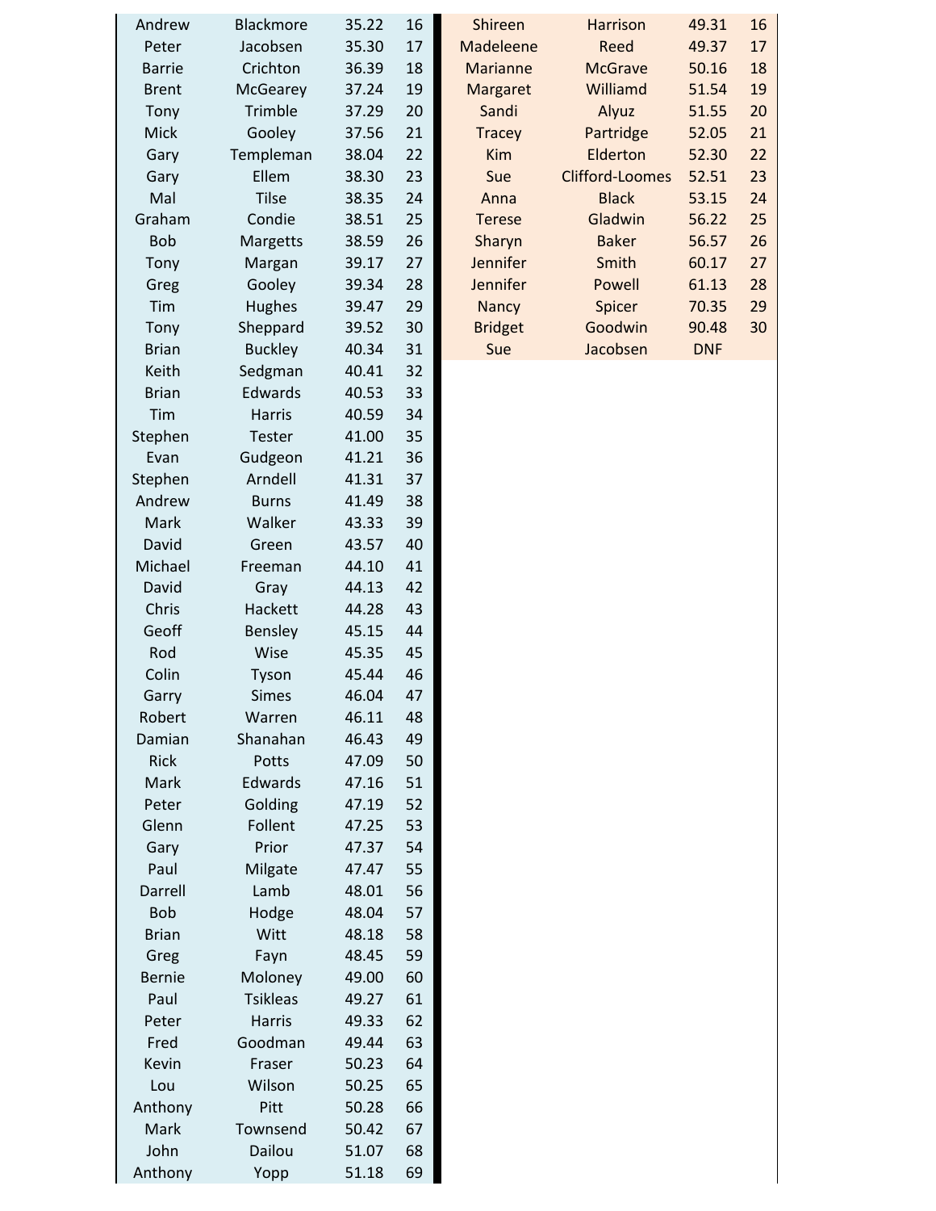| | | | |
|---|---|---|---|
| Andrew | Blackmore | 35.22 | 16 |
| Peter | Jacobsen | 35.30 | 17 |
| Barrie | Crichton | 36.39 | 18 |
| Brent | McGearey | 37.24 | 19 |
| Tony | Trimble | 37.29 | 20 |
| Mick | Gooley | 37.56 | 21 |
| Gary | Templeman | 38.04 | 22 |
| Gary | Ellem | 38.30 | 23 |
| Mal | Tilse | 38.35 | 24 |
| Graham | Condie | 38.51 | 25 |
| Bob | Margetts | 38.59 | 26 |
| Tony | Margan | 39.17 | 27 |
| Greg | Gooley | 39.34 | 28 |
| Tim | Hughes | 39.47 | 29 |
| Tony | Sheppard | 39.52 | 30 |
| Brian | Buckley | 40.34 | 31 |
| Keith | Sedgman | 40.41 | 32 |
| Brian | Edwards | 40.53 | 33 |
| Tim | Harris | 40.59 | 34 |
| Stephen | Tester | 41.00 | 35 |
| Evan | Gudgeon | 41.21 | 36 |
| Stephen | Arndell | 41.31 | 37 |
| Andrew | Burns | 41.49 | 38 |
| Mark | Walker | 43.33 | 39 |
| David | Green | 43.57 | 40 |
| Michael | Freeman | 44.10 | 41 |
| David | Gray | 44.13 | 42 |
| Chris | Hackett | 44.28 | 43 |
| Geoff | Bensley | 45.15 | 44 |
| Rod | Wise | 45.35 | 45 |
| Colin | Tyson | 45.44 | 46 |
| Garry | Simes | 46.04 | 47 |
| Robert | Warren | 46.11 | 48 |
| Damian | Shanahan | 46.43 | 49 |
| Rick | Potts | 47.09 | 50 |
| Mark | Edwards | 47.16 | 51 |
| Peter | Golding | 47.19 | 52 |
| Glenn | Follent | 47.25 | 53 |
| Gary | Prior | 47.37 | 54 |
| Paul | Milgate | 47.47 | 55 |
| Darrell | Lamb | 48.01 | 56 |
| Bob | Hodge | 48.04 | 57 |
| Brian | Witt | 48.18 | 58 |
| Greg | Fayn | 48.45 | 59 |
| Bernie | Moloney | 49.00 | 60 |
| Paul | Tsikleas | 49.27 | 61 |
| Peter | Harris | 49.33 | 62 |
| Fred | Goodman | 49.44 | 63 |
| Kevin | Fraser | 50.23 | 64 |
| Lou | Wilson | 50.25 | 65 |
| Anthony | Pitt | 50.28 | 66 |
| Mark | Townsend | 50.42 | 67 |
| John | Dailou | 51.07 | 68 |
| Anthony | Yopp | 51.18 | 69 |

| | | | |
|---|---|---|---|
| Shireen | Harrison | 49.31 | 16 |
| Madeleene | Reed | 49.37 | 17 |
| Marianne | McGrave | 50.16 | 18 |
| Margaret | Williamd | 51.54 | 19 |
| Sandi | Alyuz | 51.55 | 20 |
| Tracey | Partridge | 52.05 | 21 |
| Kim | Elderton | 52.30 | 22 |
| Sue | Clifford-Loomes | 52.51 | 23 |
| Anna | Black | 53.15 | 24 |
| Terese | Gladwin | 56.22 | 25 |
| Sharyn | Baker | 56.57 | 26 |
| Jennifer | Smith | 60.17 | 27 |
| Jennifer | Powell | 61.13 | 28 |
| Nancy | Spicer | 70.35 | 29 |
| Bridget | Goodwin | 90.48 | 30 |
| Sue | Jacobsen | DNF | |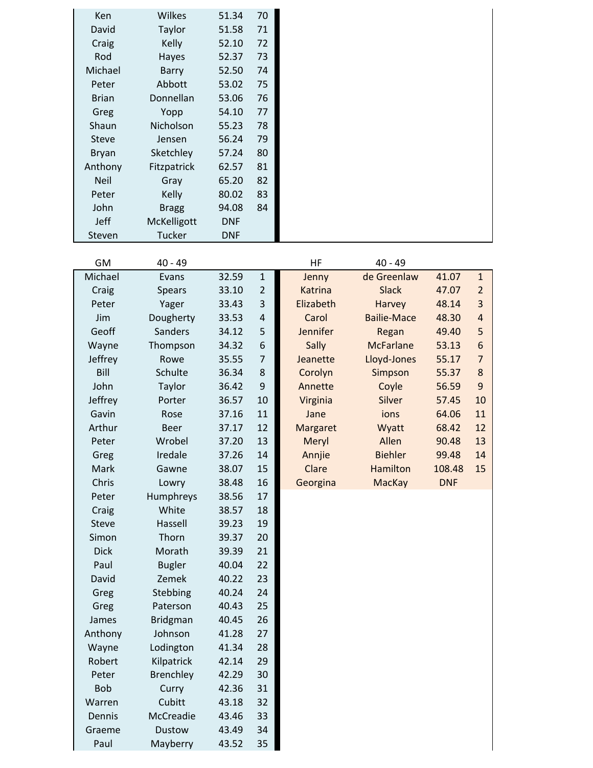| | | | |
|---|---|---|---|
| Ken | Wilkes | 51.34 | 70 |
| David | Taylor | 51.58 | 71 |
| Craig | Kelly | 52.10 | 72 |
| Rod | Hayes | 52.37 | 73 |
| Michael | Barry | 52.50 | 74 |
| Peter | Abbott | 53.02 | 75 |
| Brian | Donnellan | 53.06 | 76 |
| Greg | Yopp | 54.10 | 77 |
| Shaun | Nicholson | 55.23 | 78 |
| Steve | Jensen | 56.24 | 79 |
| Bryan | Sketchley | 57.24 | 80 |
| Anthony | Fitzpatrick | 62.57 | 81 |
| Neil | Gray | 65.20 | 82 |
| Peter | Kelly | 80.02 | 83 |
| John | Bragg | 94.08 | 84 |
| Jeff | McKelligott | DNF | |
| Steven | Tucker | DNF | |

| GM | 40 - 49 | | |
|---|---|---|---|
| Michael | Evans | 32.59 | 1 |
| Craig | Spears | 33.10 | 2 |
| Peter | Yager | 33.43 | 3 |
| Jim | Dougherty | 33.53 | 4 |
| Geoff | Sanders | 34.12 | 5 |
| Wayne | Thompson | 34.32 | 6 |
| Jeffrey | Rowe | 35.55 | 7 |
| Bill | Schulte | 36.34 | 8 |
| John | Taylor | 36.42 | 9 |
| Jeffrey | Porter | 36.57 | 10 |
| Gavin | Rose | 37.16 | 11 |
| Arthur | Beer | 37.17 | 12 |
| Peter | Wrobel | 37.20 | 13 |
| Greg | Iredale | 37.26 | 14 |
| Mark | Gawne | 38.07 | 15 |
| Chris | Lowry | 38.48 | 16 |
| Peter | Humphreys | 38.56 | 17 |
| Craig | White | 38.57 | 18 |
| Steve | Hassell | 39.23 | 19 |
| Simon | Thorn | 39.37 | 20 |
| Dick | Morath | 39.39 | 21 |
| Paul | Bugler | 40.04 | 22 |
| David | Zemek | 40.22 | 23 |
| Greg | Stebbing | 40.24 | 24 |
| Greg | Paterson | 40.43 | 25 |
| James | Bridgman | 40.45 | 26 |
| Anthony | Johnson | 41.28 | 27 |
| Wayne | Lodington | 41.34 | 28 |
| Robert | Kilpatrick | 42.14 | 29 |
| Peter | Brenchley | 42.29 | 30 |
| Bob | Curry | 42.36 | 31 |
| Warren | Cubitt | 43.18 | 32 |
| Dennis | McCreadie | 43.46 | 33 |
| Graeme | Dustow | 43.49 | 34 |
| Paul | Mayberry | 43.52 | 35 |

| HF | 40 - 49 | | |
|---|---|---|---|
| Jenny | de Greenlaw | 41.07 | 1 |
| Katrina | Slack | 47.07 | 2 |
| Elizabeth | Harvey | 48.14 | 3 |
| Carol | Bailie-Mace | 48.30 | 4 |
| Jennifer | Regan | 49.40 | 5 |
| Sally | McFarlane | 53.13 | 6 |
| Jeanette | Lloyd-Jones | 55.17 | 7 |
| Corolyn | Simpson | 55.37 | 8 |
| Annette | Coyle | 56.59 | 9 |
| Virginia | Silver | 57.45 | 10 |
| Jane | ions | 64.06 | 11 |
| Margaret | Wyatt | 68.42 | 12 |
| Meryl | Allen | 90.48 | 13 |
| Annjie | Biehler | 99.48 | 14 |
| Clare | Hamilton | 108.48 | 15 |
| Georgina | MacKay | DNF | |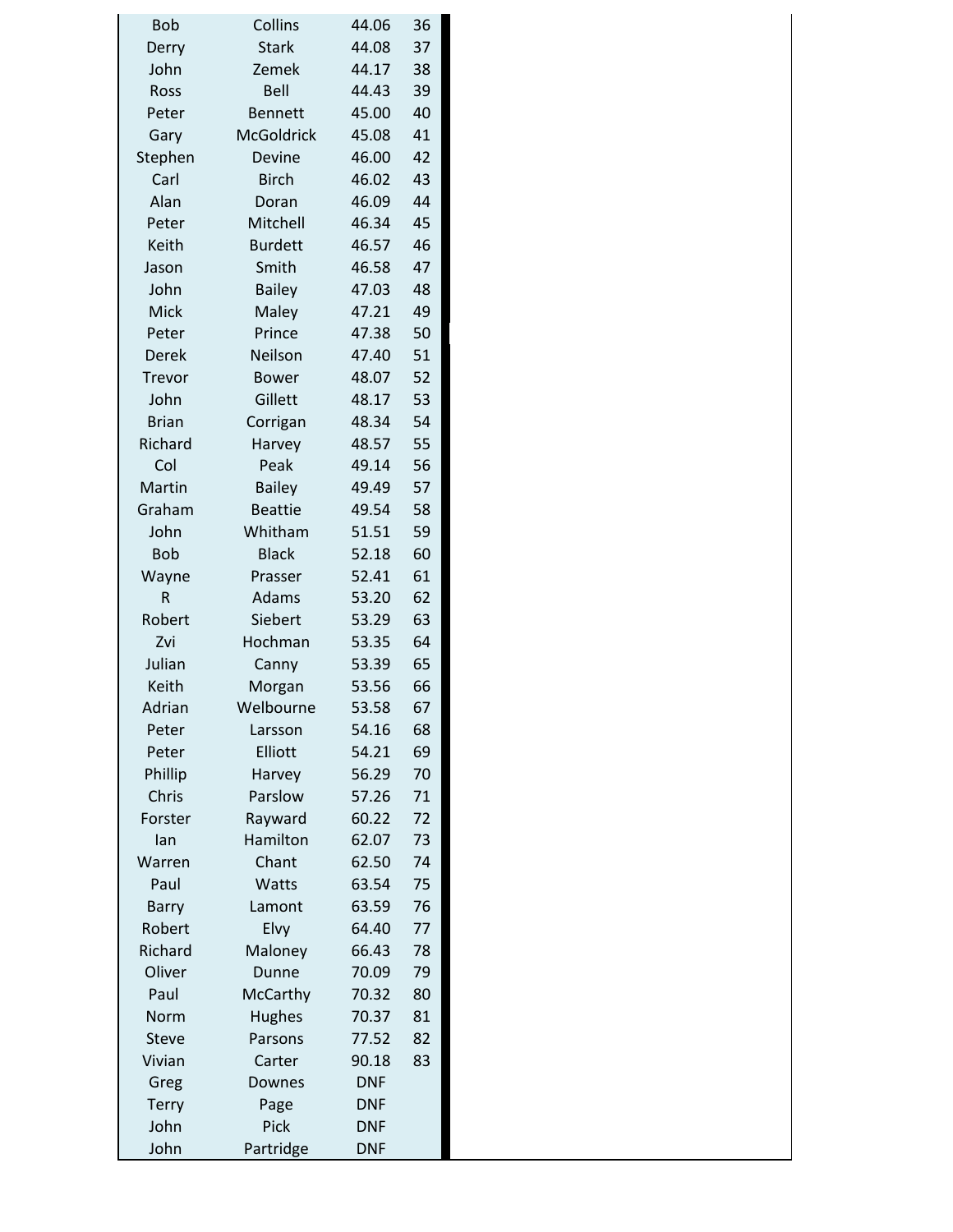| | | | |
|---|---|---|---|
| Bob | Collins | 44.06 | 36 |
| Derry | Stark | 44.08 | 37 |
| John | Zemek | 44.17 | 38 |
| Ross | Bell | 44.43 | 39 |
| Peter | Bennett | 45.00 | 40 |
| Gary | McGoldrick | 45.08 | 41 |
| Stephen | Devine | 46.00 | 42 |
| Carl | Birch | 46.02 | 43 |
| Alan | Doran | 46.09 | 44 |
| Peter | Mitchell | 46.34 | 45 |
| Keith | Burdett | 46.57 | 46 |
| Jason | Smith | 46.58 | 47 |
| John | Bailey | 47.03 | 48 |
| Mick | Maley | 47.21 | 49 |
| Peter | Prince | 47.38 | 50 |
| Derek | Neilson | 47.40 | 51 |
| Trevor | Bower | 48.07 | 52 |
| John | Gillett | 48.17 | 53 |
| Brian | Corrigan | 48.34 | 54 |
| Richard | Harvey | 48.57 | 55 |
| Col | Peak | 49.14 | 56 |
| Martin | Bailey | 49.49 | 57 |
| Graham | Beattie | 49.54 | 58 |
| John | Whitham | 51.51 | 59 |
| Bob | Black | 52.18 | 60 |
| Wayne | Prasser | 52.41 | 61 |
| R | Adams | 53.20 | 62 |
| Robert | Siebert | 53.29 | 63 |
| Zvi | Hochman | 53.35 | 64 |
| Julian | Canny | 53.39 | 65 |
| Keith | Morgan | 53.56 | 66 |
| Adrian | Welbourne | 53.58 | 67 |
| Peter | Larsson | 54.16 | 68 |
| Peter | Elliott | 54.21 | 69 |
| Phillip | Harvey | 56.29 | 70 |
| Chris | Parslow | 57.26 | 71 |
| Forster | Rayward | 60.22 | 72 |
| Ian | Hamilton | 62.07 | 73 |
| Warren | Chant | 62.50 | 74 |
| Paul | Watts | 63.54 | 75 |
| Barry | Lamont | 63.59 | 76 |
| Robert | Elvy | 64.40 | 77 |
| Richard | Maloney | 66.43 | 78 |
| Oliver | Dunne | 70.09 | 79 |
| Paul | McCarthy | 70.32 | 80 |
| Norm | Hughes | 70.37 | 81 |
| Steve | Parsons | 77.52 | 82 |
| Vivian | Carter | 90.18 | 83 |
| Greg | Downes | DNF | |
| Terry | Page | DNF | |
| John | Pick | DNF | |
| John | Partridge | DNF | |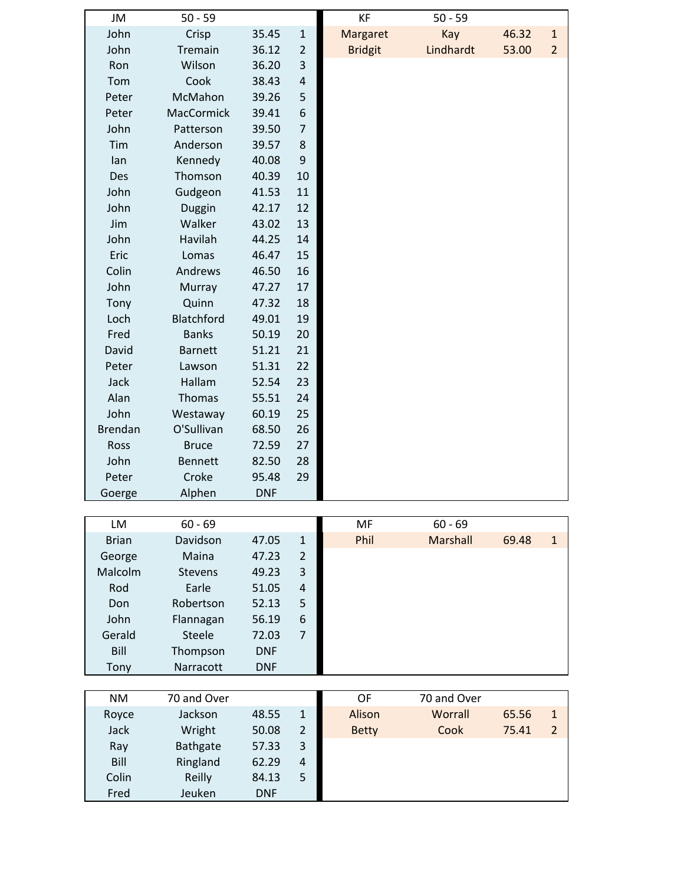| JM | 50 - 59 | | |
|---|---|---|---|
| John | Crisp | 35.45 | 1 |
| John | Tremain | 36.12 | 2 |
| Ron | Wilson | 36.20 | 3 |
| Tom | Cook | 38.43 | 4 |
| Peter | McMahon | 39.26 | 5 |
| Peter | MacCormick | 39.41 | 6 |
| John | Patterson | 39.50 | 7 |
| Tim | Anderson | 39.57 | 8 |
| Ian | Kennedy | 40.08 | 9 |
| Des | Thomson | 40.39 | 10 |
| John | Gudgeon | 41.53 | 11 |
| John | Duggin | 42.17 | 12 |
| Jim | Walker | 43.02 | 13 |
| John | Havilah | 44.25 | 14 |
| Eric | Lomas | 46.47 | 15 |
| Colin | Andrews | 46.50 | 16 |
| John | Murray | 47.27 | 17 |
| Tony | Quinn | 47.32 | 18 |
| Loch | Blatchford | 49.01 | 19 |
| Fred | Banks | 50.19 | 20 |
| David | Barnett | 51.21 | 21 |
| Peter | Lawson | 51.31 | 22 |
| Jack | Hallam | 52.54 | 23 |
| Alan | Thomas | 55.51 | 24 |
| John | Westaway | 60.19 | 25 |
| Brendan | O'Sullivan | 68.50 | 26 |
| Ross | Bruce | 72.59 | 27 |
| John | Bennett | 82.50 | 28 |
| Peter | Croke | 95.48 | 29 |
| Goerge | Alphen | DNF | |

| KF | 50 - 59 | | |
|---|---|---|---|
| Margaret | Kay | 46.32 | 1 |
| Bridgit | Lindhardt | 53.00 | 2 |

| LM | 60 - 69 | | |
|---|---|---|---|
| Brian | Davidson | 47.05 | 1 |
| George | Maina | 47.23 | 2 |
| Malcolm | Stevens | 49.23 | 3 |
| Rod | Earle | 51.05 | 4 |
| Don | Robertson | 52.13 | 5 |
| John | Flannagan | 56.19 | 6 |
| Gerald | Steele | 72.03 | 7 |
| Bill | Thompson | DNF | |
| Tony | Narracott | DNF | |

| MF | 60 - 69 | | |
|---|---|---|---|
| Phil | Marshall | 69.48 | 1 |

| NM | 70 and Over | | |
|---|---|---|---|
| Royce | Jackson | 48.55 | 1 |
| Jack | Wright | 50.08 | 2 |
| Ray | Bathgate | 57.33 | 3 |
| Bill | Ringland | 62.29 | 4 |
| Colin | Reilly | 84.13 | 5 |
| Fred | Jeuken | DNF | |

| OF | 70 and Over | | |
|---|---|---|---|
| Alison | Worrall | 65.56 | 1 |
| Betty | Cook | 75.41 | 2 |